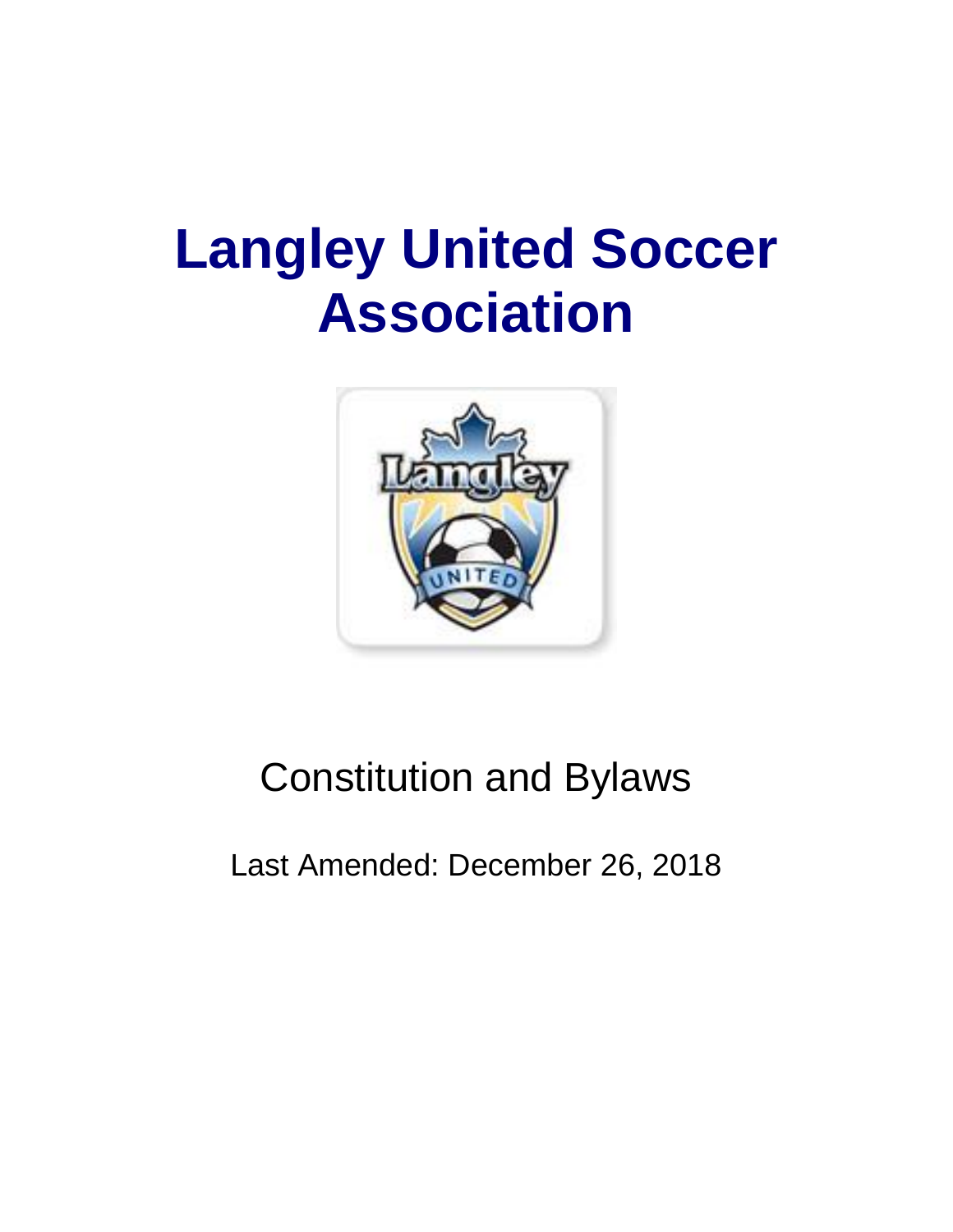# Langley United Soccer Association

Constitution and Bylaws

Last Amended: December 26, 2018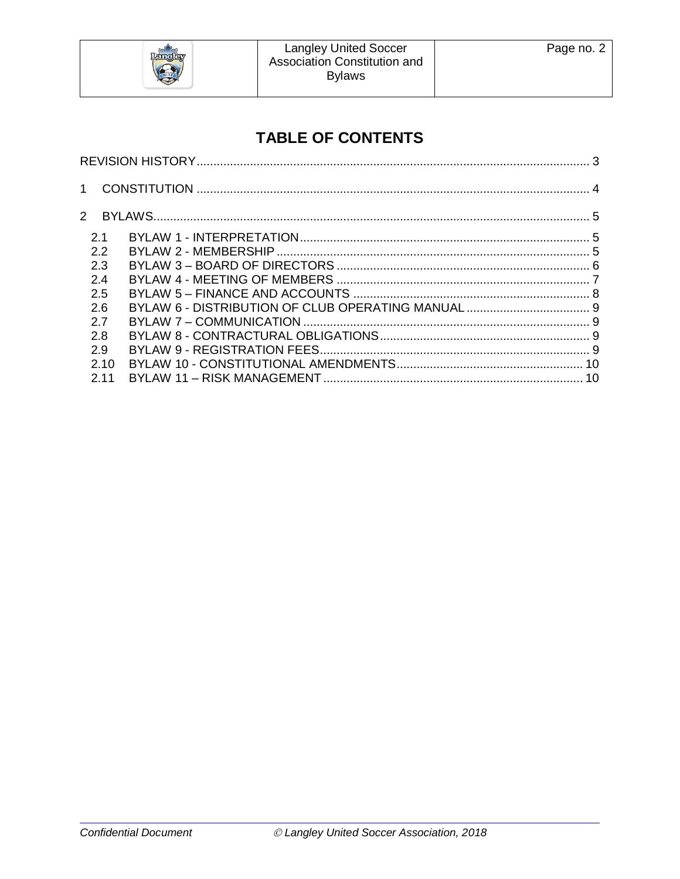# TABLE OF CONTENTS

REVISION HISTORY ..... 3

1 CONSTITUTION ..... 4

2 BYLAWS ..... 5

- 2.1 BYLAW 1 - INTERPRETATION ..... 5
- 2.2 BYLAW 2 - MEMBERSHIP ..... 5
- 2.3 BYLAW 3 – BOARD OF DIRECTORS ..... 6
- 2.4 BYLAW 4 - MEETING OF MEMBERS ..... 7
- 2.5 BYLAW 5 – FINANCE AND ACCOUNTS ..... 8
- 2.6 BYLAW 6 - DISTRIBUTION OF CLUB OPERATING MANUAL ..... 9
- 2.7 BYLAW 7 – COMMUNICATION ..... 9
- 2.8 BYLAW 8 - CONTRACTURAL OBLIGATIONS ..... 9
- 2.9 BYLAW 9 - REGISTRATION FEES ..... 9
- 2.10 BYLAW 10 - CONSTITUTIONAL AMENDMENTS ..... 10
- 2.11 BYLAW 11 – RISK MANAGEMENT ..... 10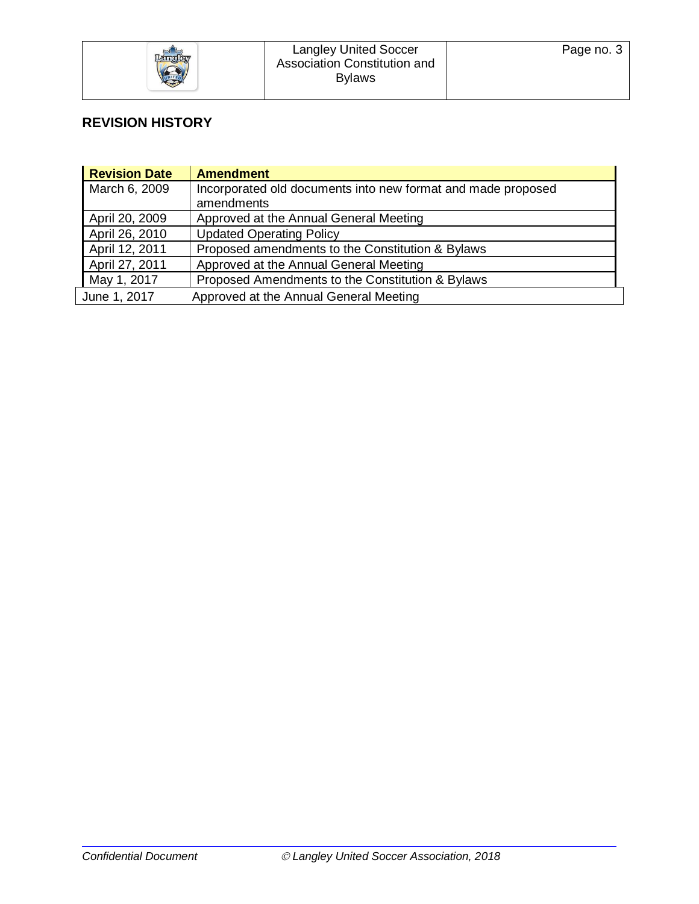## REVISION HISTORY

| Revision Date | Amendment |
|---|---|
| March 6, 2009 | Incorporated old documents into new format and made proposed amendments |
| April 20, 2009 | Approved at the Annual General Meeting |
| April 26, 2010 | Updated Operating Policy |
| April 12, 2011 | Proposed amendments to the Constitution & Bylaws |
| April 27, 2011 | Approved at the Annual General Meeting |
| May 1, 2017 | Proposed Amendments to the Constitution & Bylaws |
| June 1, 2017 | Approved at the Annual General Meeting |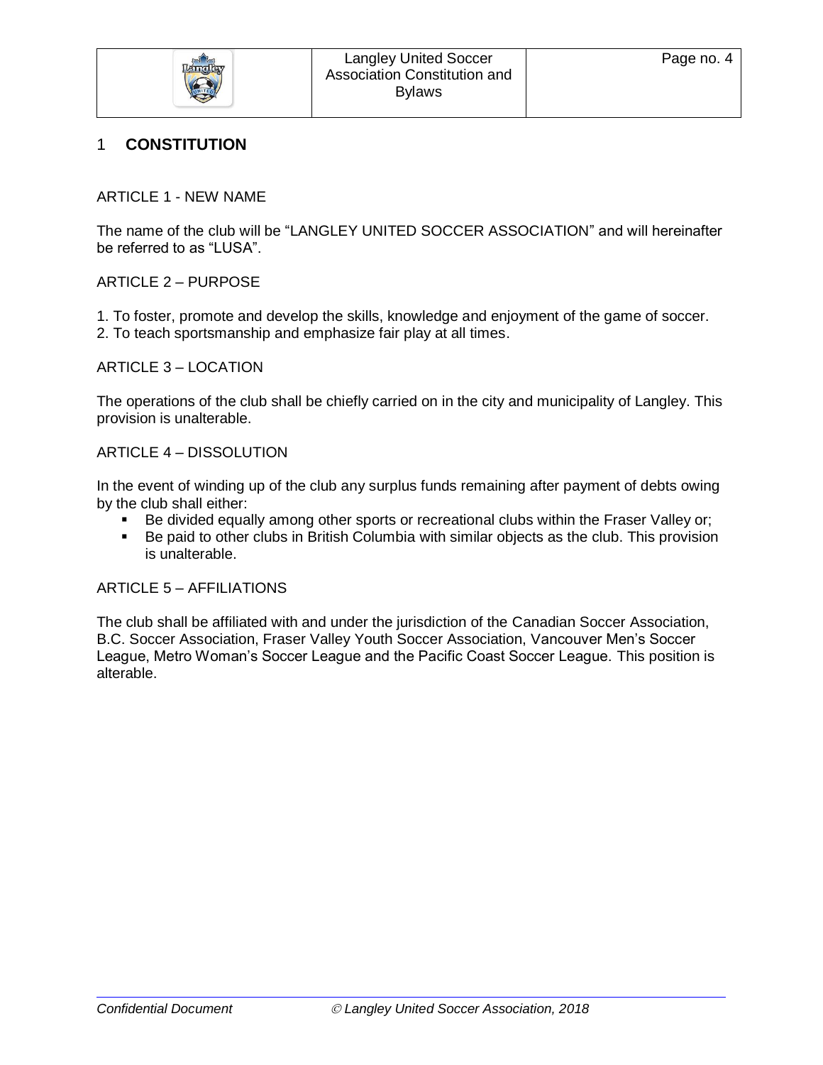# 1 CONSTITUTION

ARTICLE 1 - NEW NAME

The name of the club will be “LANGLEY UNITED SOCCER ASSOCIATION” and will hereinafter be referred to as “LUSA”.

ARTICLE 2 – PURPOSE

1. To foster, promote and develop the skills, knowledge and enjoyment of the game of soccer.
2. To teach sportsmanship and emphasize fair play at all times.

ARTICLE 3 – LOCATION

The operations of the club shall be chiefly carried on in the city and municipality of Langley. This provision is unalterable.

ARTICLE 4 – DISSOLUTION

In the event of winding up of the club any surplus funds remaining after payment of debts owing by the club shall either:

- Be divided equally among other sports or recreational clubs within the Fraser Valley or;
- Be paid to other clubs in British Columbia with similar objects as the club. This provision is unalterable.

ARTICLE 5 – AFFILIATIONS

The club shall be affiliated with and under the jurisdiction of the Canadian Soccer Association, B.C. Soccer Association, Fraser Valley Youth Soccer Association, Vancouver Men’s Soccer League, Metro Woman’s Soccer League and the Pacific Coast Soccer League. This position is alterable.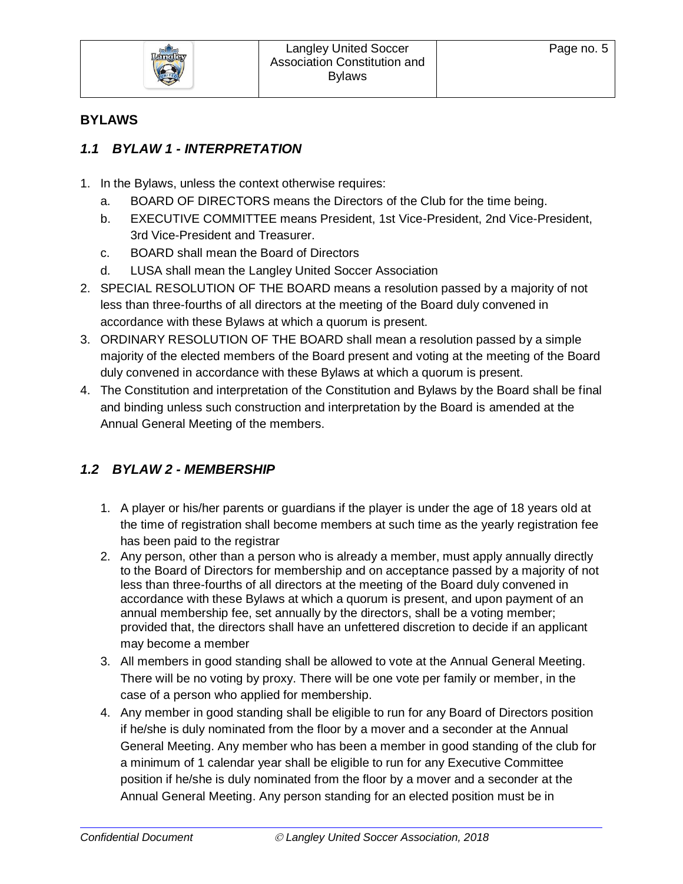## BYLAWS

### *1.1 BYLAW 1 - INTERPRETATION*

1. In the Bylaws, unless the context otherwise requires:
   a. BOARD OF DIRECTORS means the Directors of the Club for the time being.
   b. EXECUTIVE COMMITTEE means President, 1st Vice-President, 2nd Vice-President, 3rd Vice-President and Treasurer.
   c. BOARD shall mean the Board of Directors
   d. LUSA shall mean the Langley United Soccer Association
2. SPECIAL RESOLUTION OF THE BOARD means a resolution passed by a majority of not less than three-fourths of all directors at the meeting of the Board duly convened in accordance with these Bylaws at which a quorum is present.
3. ORDINARY RESOLUTION OF THE BOARD shall mean a resolution passed by a simple majority of the elected members of the Board present and voting at the meeting of the Board duly convened in accordance with these Bylaws at which a quorum is present.
4. The Constitution and interpretation of the Constitution and Bylaws by the Board shall be final and binding unless such construction and interpretation by the Board is amended at the Annual General Meeting of the members.

### *1.2 BYLAW 2 - MEMBERSHIP*

1. A player or his/her parents or guardians if the player is under the age of 18 years old at the time of registration shall become members at such time as the yearly registration fee has been paid to the registrar
2. Any person, other than a person who is already a member, must apply annually directly to the Board of Directors for membership and on acceptance passed by a majority of not less than three-fourths of all directors at the meeting of the Board duly convened in accordance with these Bylaws at which a quorum is present, and upon payment of an annual membership fee, set annually by the directors, shall be a voting member; provided that, the directors shall have an unfettered discretion to decide if an applicant may become a member
3. All members in good standing shall be allowed to vote at the Annual General Meeting. There will be no voting by proxy. There will be one vote per family or member, in the case of a person who applied for membership.
4. Any member in good standing shall be eligible to run for any Board of Directors position if he/she is duly nominated from the floor by a mover and a seconder at the Annual General Meeting. Any member who has been a member in good standing of the club for a minimum of 1 calendar year shall be eligible to run for any Executive Committee position if he/she is duly nominated from the floor by a mover and a seconder at the Annual General Meeting. Any person standing for an elected position must be in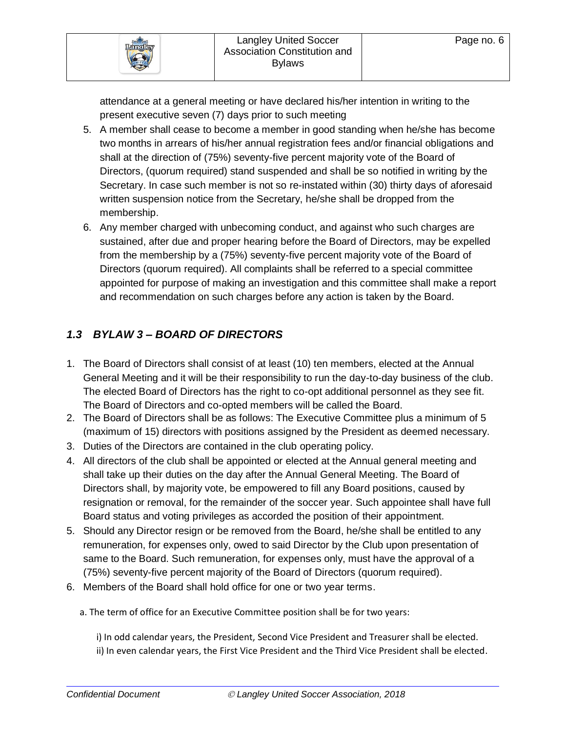attendance at a general meeting or have declared his/her intention in writing to the present executive seven (7) days prior to such meeting

5. A member shall cease to become a member in good standing when he/she has become two months in arrears of his/her annual registration fees and/or financial obligations and shall at the direction of (75%) seventy-five percent majority vote of the Board of Directors, (quorum required) stand suspended and shall be so notified in writing by the Secretary. In case such member is not so re-instated within (30) thirty days of aforesaid written suspension notice from the Secretary, he/she shall be dropped from the membership.
6. Any member charged with unbecoming conduct, and against who such charges are sustained, after due and proper hearing before the Board of Directors, may be expelled from the membership by a (75%) seventy-five percent majority vote of the Board of Directors (quorum required). All complaints shall be referred to a special committee appointed for purpose of making an investigation and this committee shall make a report and recommendation on such charges before any action is taken by the Board.

## *1.3 BYLAW 3 – BOARD OF DIRECTORS*

1. The Board of Directors shall consist of at least (10) ten members, elected at the Annual General Meeting and it will be their responsibility to run the day-to-day business of the club. The elected Board of Directors has the right to co-opt additional personnel as they see fit. The Board of Directors and co-opted members will be called the Board.
2. The Board of Directors shall be as follows: The Executive Committee plus a minimum of 5 (maximum of 15) directors with positions assigned by the President as deemed necessary.
3. Duties of the Directors are contained in the club operating policy.
4. All directors of the club shall be appointed or elected at the Annual general meeting and shall take up their duties on the day after the Annual General Meeting. The Board of Directors shall, by majority vote, be empowered to fill any Board positions, caused by resignation or removal, for the remainder of the soccer year. Such appointee shall have full Board status and voting privileges as accorded the position of their appointment.
5. Should any Director resign or be removed from the Board, he/she shall be entitled to any remuneration, for expenses only, owed to said Director by the Club upon presentation of same to the Board. Such remuneration, for expenses only, must have the approval of a (75%) seventy-five percent majority of the Board of Directors (quorum required).
6. Members of the Board shall hold office for one or two year terms.

   a. The term of office for an Executive Committee position shall be for two years:

      i) In odd calendar years, the President, Second Vice President and Treasurer shall be elected.
      ii) In even calendar years, the First Vice President and the Third Vice President shall be elected.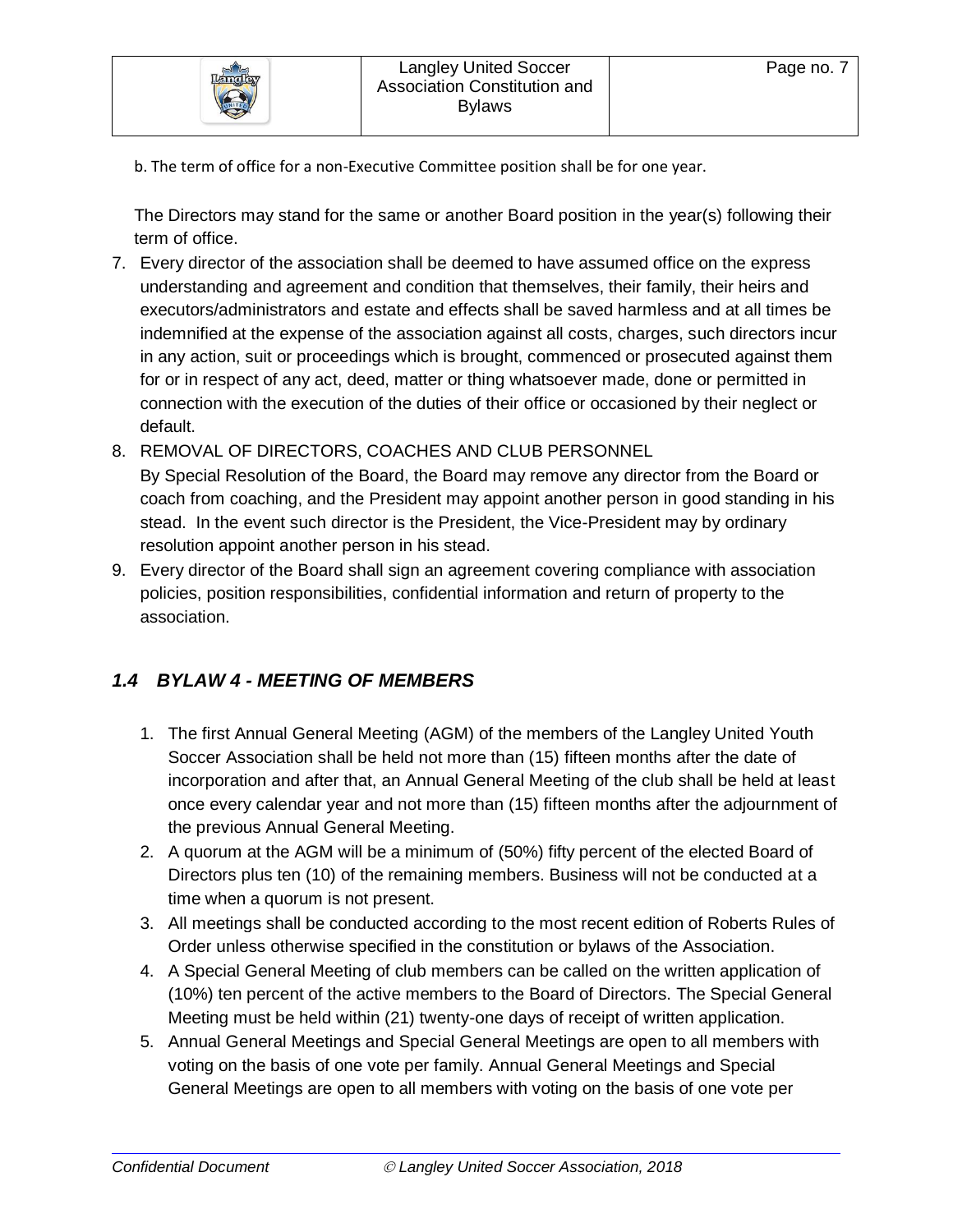b. The term of office for a non-Executive Committee position shall be for one year.

The Directors may stand for the same or another Board position in the year(s) following their term of office.

7. Every director of the association shall be deemed to have assumed office on the express understanding and agreement and condition that themselves, their family, their heirs and executors/administrators and estate and effects shall be saved harmless and at all times be indemnified at the expense of the association against all costs, charges, such directors incur in any action, suit or proceedings which is brought, commenced or prosecuted against them for or in respect of any act, deed, matter or thing whatsoever made, done or permitted in connection with the execution of the duties of their office or occasioned by their neglect or default.
8. REMOVAL OF DIRECTORS, COACHES AND CLUB PERSONNEL
   By Special Resolution of the Board, the Board may remove any director from the Board or coach from coaching, and the President may appoint another person in good standing in his stead. In the event such director is the President, the Vice-President may by ordinary resolution appoint another person in his stead.
9. Every director of the Board shall sign an agreement covering compliance with association policies, position responsibilities, confidential information and return of property to the association.

## *1.4 BYLAW 4 - MEETING OF MEMBERS*

1. The first Annual General Meeting (AGM) of the members of the Langley United Youth Soccer Association shall be held not more than (15) fifteen months after the date of incorporation and after that, an Annual General Meeting of the club shall be held at least once every calendar year and not more than (15) fifteen months after the adjournment of the previous Annual General Meeting.
2. A quorum at the AGM will be a minimum of (50%) fifty percent of the elected Board of Directors plus ten (10) of the remaining members. Business will not be conducted at a time when a quorum is not present.
3. All meetings shall be conducted according to the most recent edition of Roberts Rules of Order unless otherwise specified in the constitution or bylaws of the Association.
4. A Special General Meeting of club members can be called on the written application of (10%) ten percent of the active members to the Board of Directors. The Special General Meeting must be held within (21) twenty-one days of receipt of written application.
5. Annual General Meetings and Special General Meetings are open to all members with voting on the basis of one vote per family. Annual General Meetings and Special General Meetings are open to all members with voting on the basis of one vote per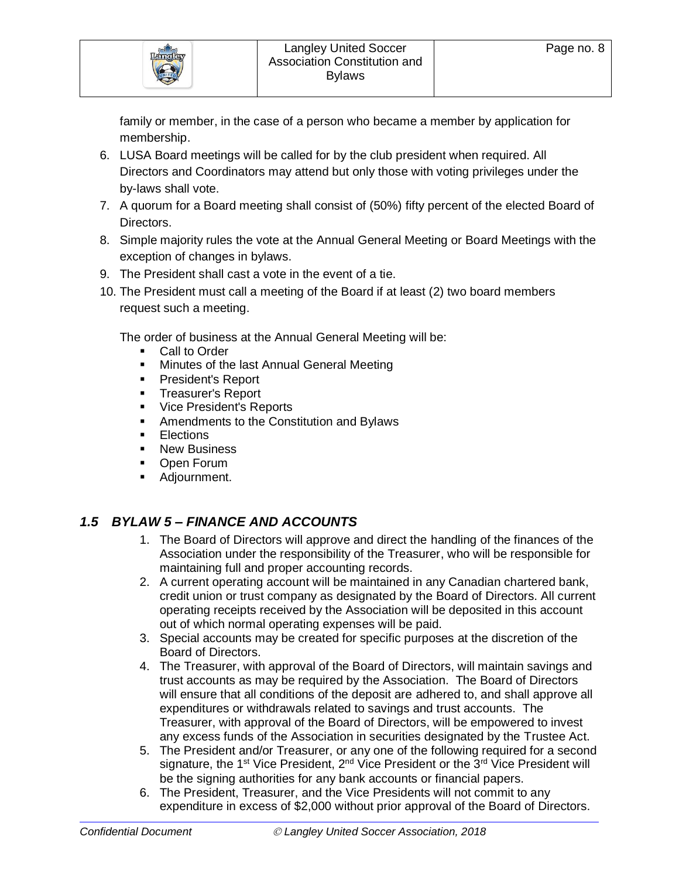family or member, in the case of a person who became a member by application for membership.

6. LUSA Board meetings will be called for by the club president when required. All Directors and Coordinators may attend but only those with voting privileges under the by-laws shall vote.
7. A quorum for a Board meeting shall consist of (50%) fifty percent of the elected Board of Directors.
8. Simple majority rules the vote at the Annual General Meeting or Board Meetings with the exception of changes in bylaws.
9. The President shall cast a vote in the event of a tie.
10. The President must call a meeting of the Board if at least (2) two board members request such a meeting.

The order of business at the Annual General Meeting will be:

- Call to Order
- Minutes of the last Annual General Meeting
- President's Report
- Treasurer's Report
- Vice President's Reports
- Amendments to the Constitution and Bylaws
- Elections
- New Business
- Open Forum
- Adjournment.

## *1.5 BYLAW 5 – FINANCE AND ACCOUNTS*

1. The Board of Directors will approve and direct the handling of the finances of the Association under the responsibility of the Treasurer, who will be responsible for maintaining full and proper accounting records.
2. A current operating account will be maintained in any Canadian chartered bank, credit union or trust company as designated by the Board of Directors. All current operating receipts received by the Association will be deposited in this account out of which normal operating expenses will be paid.
3. Special accounts may be created for specific purposes at the discretion of the Board of Directors.
4. The Treasurer, with approval of the Board of Directors, will maintain savings and trust accounts as may be required by the Association. The Board of Directors will ensure that all conditions of the deposit are adhered to, and shall approve all expenditures or withdrawals related to savings and trust accounts. The Treasurer, with approval of the Board of Directors, will be empowered to invest any excess funds of the Association in securities designated by the Trustee Act.
5. The President and/or Treasurer, or any one of the following required for a second signature, the 1st Vice President, 2nd Vice President or the 3rd Vice President will be the signing authorities for any bank accounts or financial papers.
6. The President, Treasurer, and the Vice Presidents will not commit to any expenditure in excess of $2,000 without prior approval of the Board of Directors.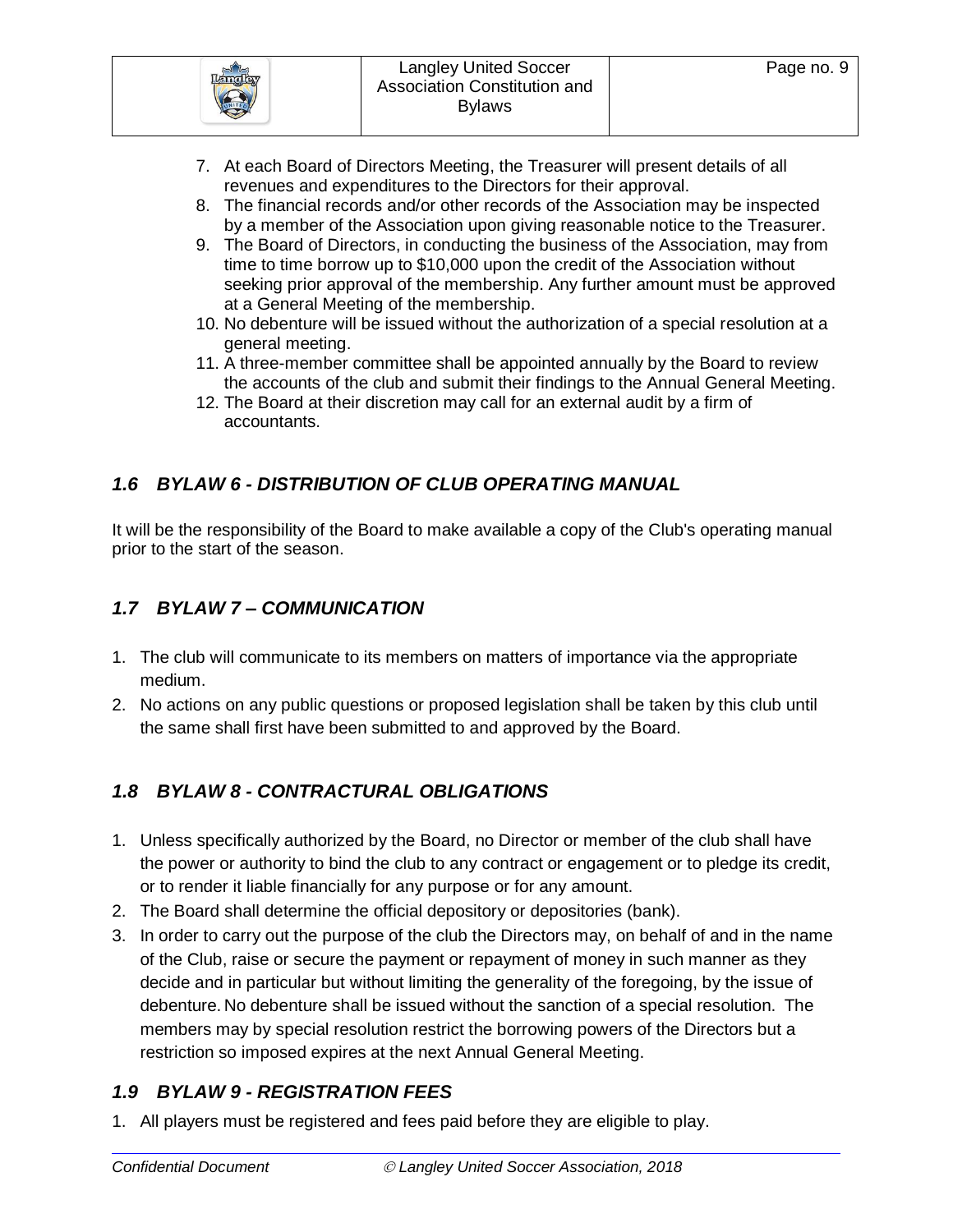7. At each Board of Directors Meeting, the Treasurer will present details of all revenues and expenditures to the Directors for their approval.
8. The financial records and/or other records of the Association may be inspected by a member of the Association upon giving reasonable notice to the Treasurer.
9. The Board of Directors, in conducting the business of the Association, may from time to time borrow up to $10,000 upon the credit of the Association without seeking prior approval of the membership. Any further amount must be approved at a General Meeting of the membership.
10. No debenture will be issued without the authorization of a special resolution at a general meeting.
11. A three-member committee shall be appointed annually by the Board to review the accounts of the club and submit their findings to the Annual General Meeting.
12. The Board at their discretion may call for an external audit by a firm of accountants.

## *1.6 BYLAW 6 - DISTRIBUTION OF CLUB OPERATING MANUAL*

It will be the responsibility of the Board to make available a copy of the Club's operating manual prior to the start of the season.

## *1.7 BYLAW 7 – COMMUNICATION*

1. The club will communicate to its members on matters of importance via the appropriate medium.
2. No actions on any public questions or proposed legislation shall be taken by this club until the same shall first have been submitted to and approved by the Board.

## *1.8 BYLAW 8 - CONTRACTURAL OBLIGATIONS*

1. Unless specifically authorized by the Board, no Director or member of the club shall have the power or authority to bind the club to any contract or engagement or to pledge its credit, or to render it liable financially for any purpose or for any amount.
2. The Board shall determine the official depository or depositories (bank).
3. In order to carry out the purpose of the club the Directors may, on behalf of and in the name of the Club, raise or secure the payment or repayment of money in such manner as they decide and in particular but without limiting the generality of the foregoing, by the issue of debenture. No debenture shall be issued without the sanction of a special resolution. The members may by special resolution restrict the borrowing powers of the Directors but a restriction so imposed expires at the next Annual General Meeting.

## *1.9 BYLAW 9 - REGISTRATION FEES*

1. All players must be registered and fees paid before they are eligible to play.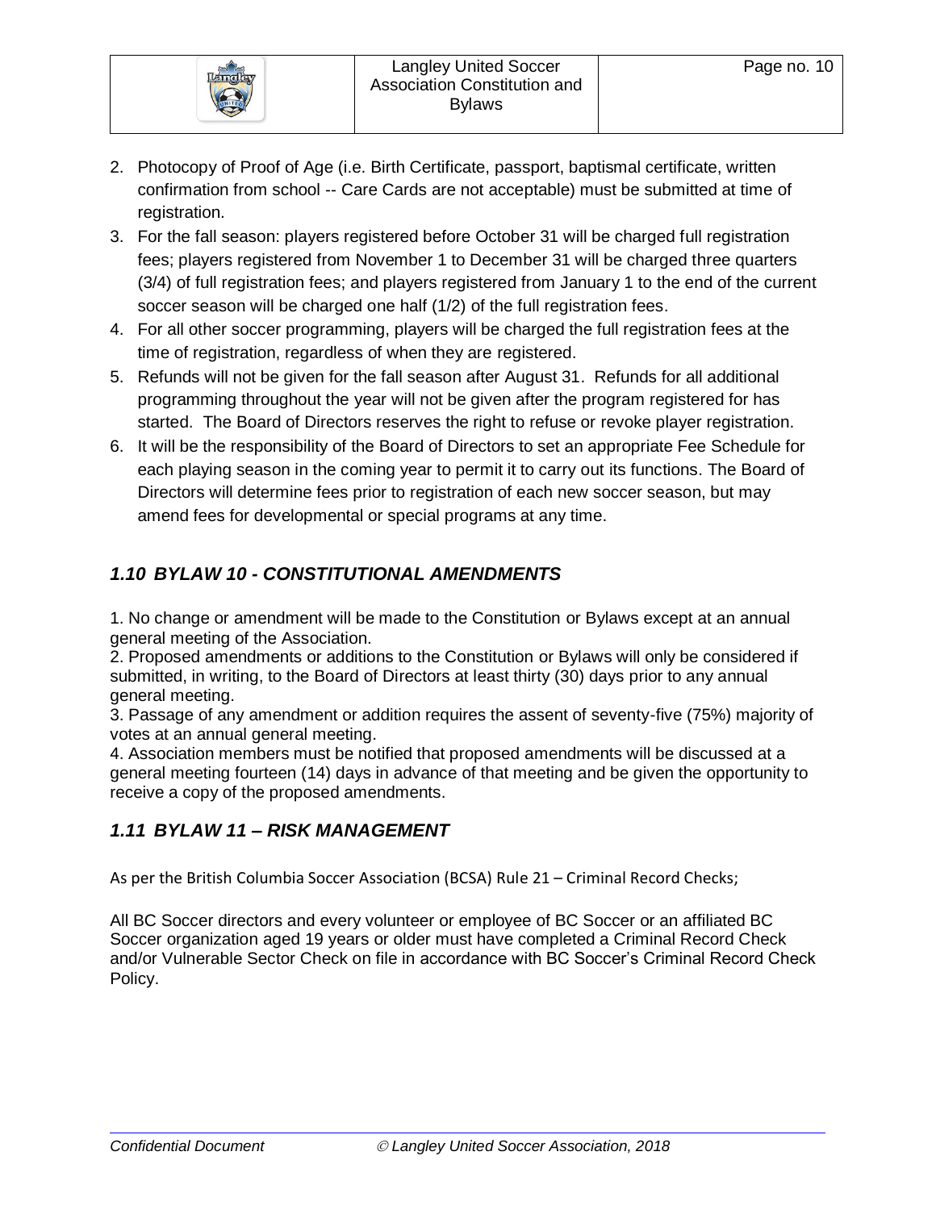2. Photocopy of Proof of Age (i.e. Birth Certificate, passport, baptismal certificate, written confirmation from school -- Care Cards are not acceptable) must be submitted at time of registration.
3. For the fall season: players registered before October 31 will be charged full registration fees; players registered from November 1 to December 31 will be charged three quarters (3/4) of full registration fees; and players registered from January 1 to the end of the current soccer season will be charged one half (1/2) of the full registration fees.
4. For all other soccer programming, players will be charged the full registration fees at the time of registration, regardless of when they are registered.
5. Refunds will not be given for the fall season after August 31. Refunds for all additional programming throughout the year will not be given after the program registered for has started. The Board of Directors reserves the right to refuse or revoke player registration.
6. It will be the responsibility of the Board of Directors to set an appropriate Fee Schedule for each playing season in the coming year to permit it to carry out its functions. The Board of Directors will determine fees prior to registration of each new soccer season, but may amend fees for developmental or special programs at any time.

## *1.10 BYLAW 10 - CONSTITUTIONAL AMENDMENTS*

1. No change or amendment will be made to the Constitution or Bylaws except at an annual general meeting of the Association.
2. Proposed amendments or additions to the Constitution or Bylaws will only be considered if submitted, in writing, to the Board of Directors at least thirty (30) days prior to any annual general meeting.
3. Passage of any amendment or addition requires the assent of seventy-five (75%) majority of votes at an annual general meeting.
4. Association members must be notified that proposed amendments will be discussed at a general meeting fourteen (14) days in advance of that meeting and be given the opportunity to receive a copy of the proposed amendments.

## *1.11 BYLAW 11 – RISK MANAGEMENT*

As per the British Columbia Soccer Association (BCSA) Rule 21 – Criminal Record Checks;

All BC Soccer directors and every volunteer or employee of BC Soccer or an affiliated BC Soccer organization aged 19 years or older must have completed a Criminal Record Check and/or Vulnerable Sector Check on file in accordance with BC Soccer's Criminal Record Check Policy.